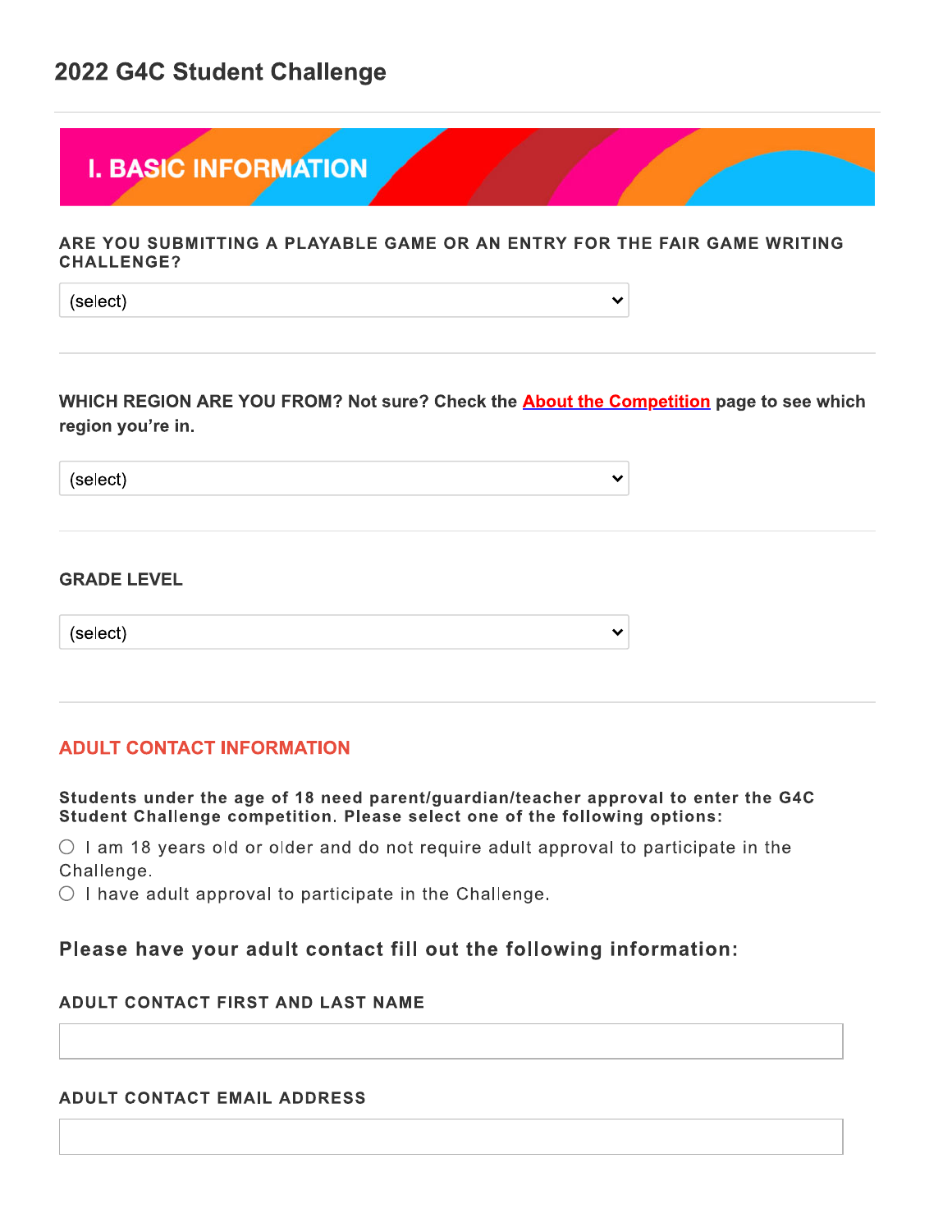# 2022 G4C Student Challenge

## I. BASIC INFORMATION

**ARE YOU SUBMITTING A PLAYABLE GAME OR AN ENTRY FOR THE FAIR GAME WRITING CHALLENGE?**

(select)

**WHICH REGION ARE YOU FROM? Not sure? Check the [About the Competition] page to see which region you're in.**

(select)

**GRADE LEVEL**

(select)

### ADULT CONTACT INFORMATION

**Students under the age of 18 need parent/guardian/teacher approval to enter the G4C Student Challenge competition. Please select one of the following options:**

- ○ I am 18 years old or older and do not require adult approval to participate in the Challenge.
- ○ I have adult approval to participate in the Challenge.

**Please have your adult contact fill out the following information:**

**ADULT CONTACT FIRST AND LAST NAME**

**ADULT CONTACT EMAIL ADDRESS**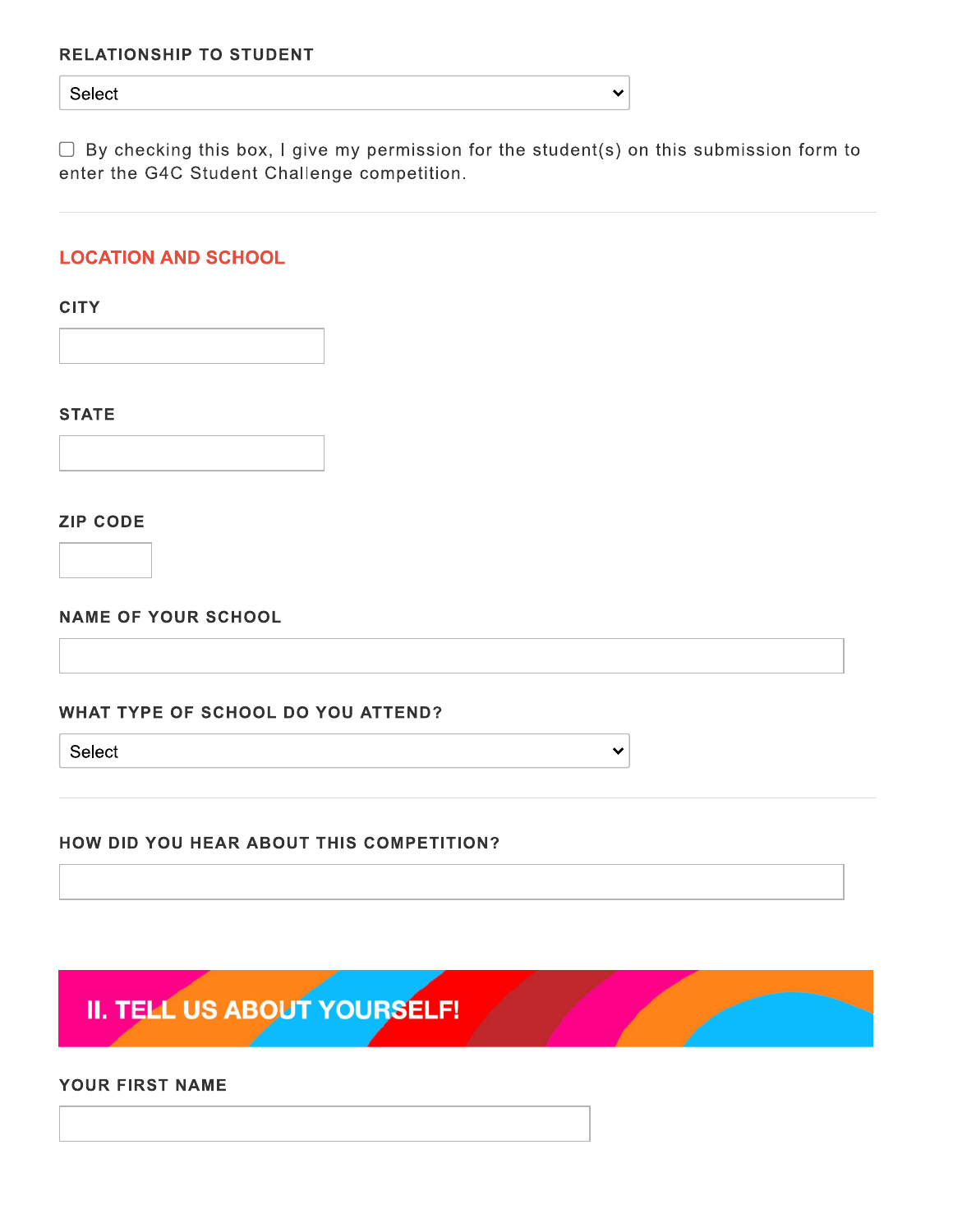RELATIONSHIP TO STUDENT

Select

☐ By checking this box, I give my permission for the student(s) on this submission form to enter the G4C Student Challenge competition.

---

## LOCATION AND SCHOOL

CITY

STATE

ZIP CODE

NAME OF YOUR SCHOOL

WHAT TYPE OF SCHOOL DO YOU ATTEND?

Select

---

HOW DID YOU HEAR ABOUT THIS COMPETITION?

## II. TELL US ABOUT YOURSELF!

YOUR FIRST NAME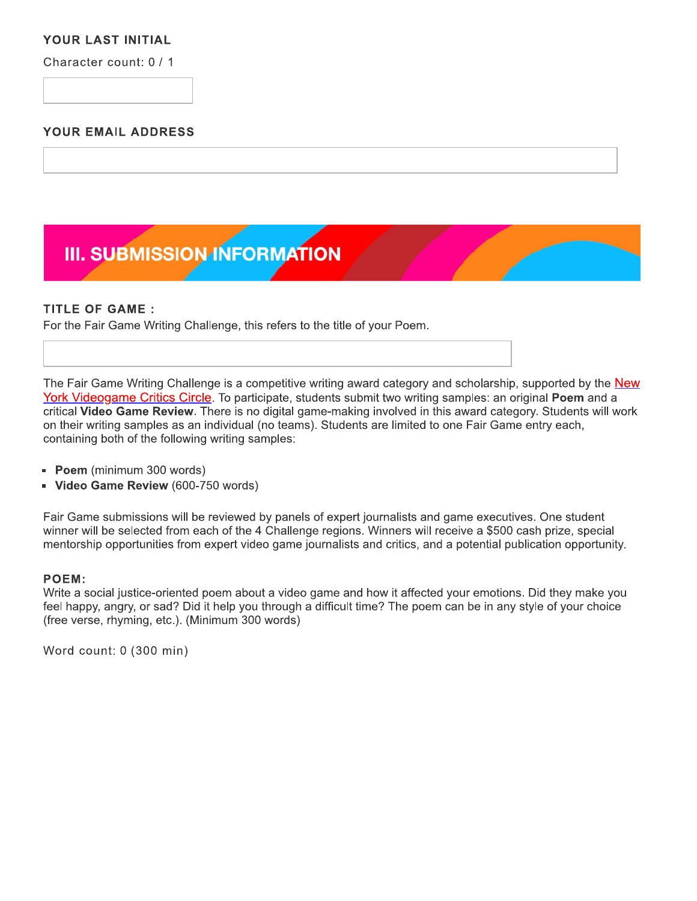**YOUR LAST INITIAL**

Character count: 0 / 1

**YOUR EMAIL ADDRESS**

## III. SUBMISSION INFORMATION

**TITLE OF GAME :**

For the Fair Game Writing Challenge, this refers to the title of your Poem.

The Fair Game Writing Challenge is a competitive writing award category and scholarship, supported by the New York Videogame Critics Circle. To participate, students submit two writing samples: an original **Poem** and a critical **Video Game Review**. There is no digital game-making involved in this award category. Students will work on their writing samples as an individual (no teams). Students are limited to one Fair Game entry each, containing both of the following writing samples:

- **Poem** (minimum 300 words)
- **Video Game Review** (600-750 words)

Fair Game submissions will be reviewed by panels of expert journalists and game executives. One student winner will be selected from each of the 4 Challenge regions. Winners will receive a $500 cash prize, special mentorship opportunities from expert video game journalists and critics, and a potential publication opportunity.

**POEM:**

Write a social justice-oriented poem about a video game and how it affected your emotions. Did they make you feel happy, angry, or sad? Did it help you through a difficult time? The poem can be in any style of your choice (free verse, rhyming, etc.). (Minimum 300 words)

Word count: 0 (300 min)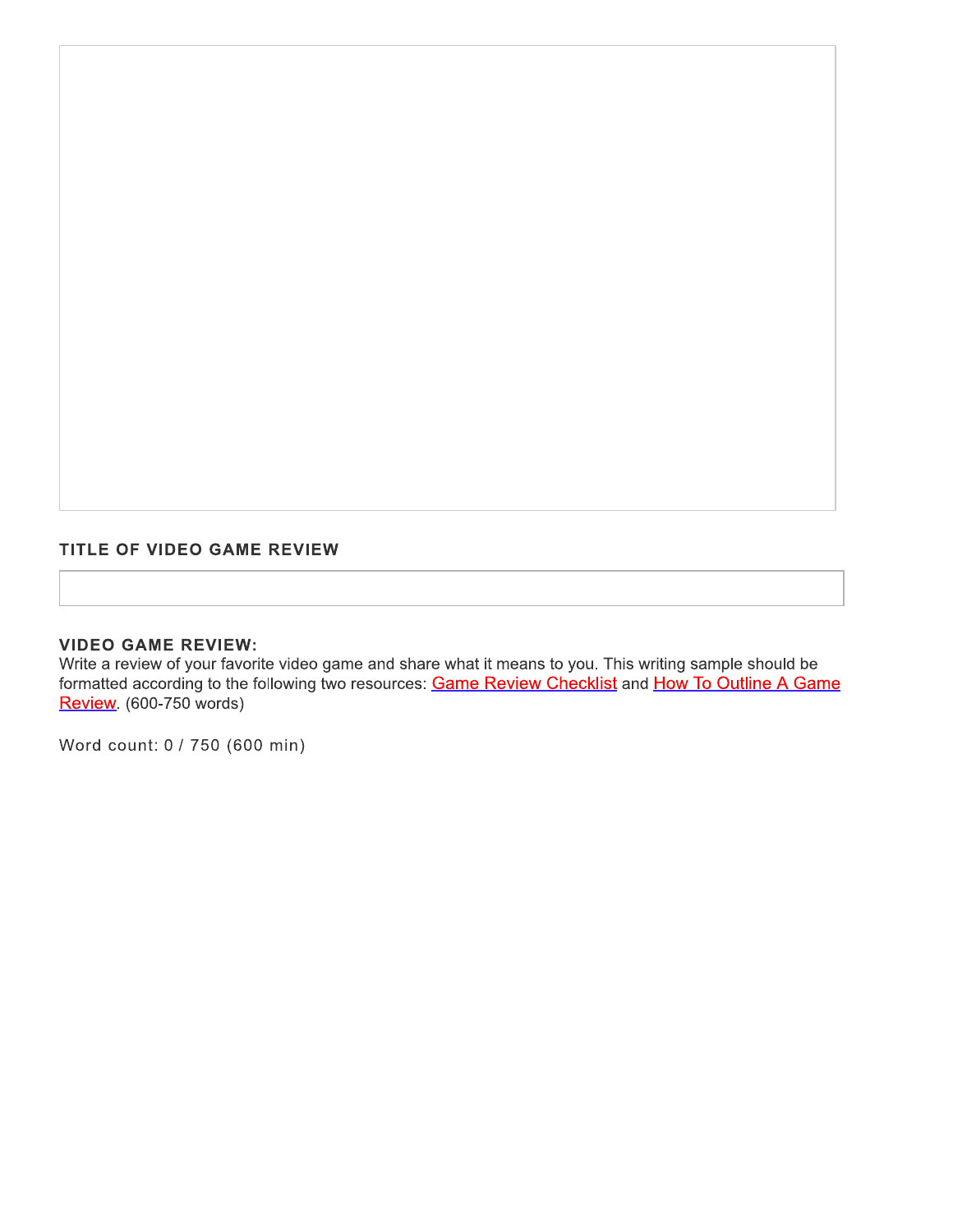### TITLE OF VIDEO GAME REVIEW

### VIDEO GAME REVIEW:

Write a review of your favorite video game and share what it means to you. This writing sample should be formatted according to the following two resources: [Game Review Checklist]() and [How To Outline A Game Review](). (600-750 words)

Word count: 0 / 750 (600 min)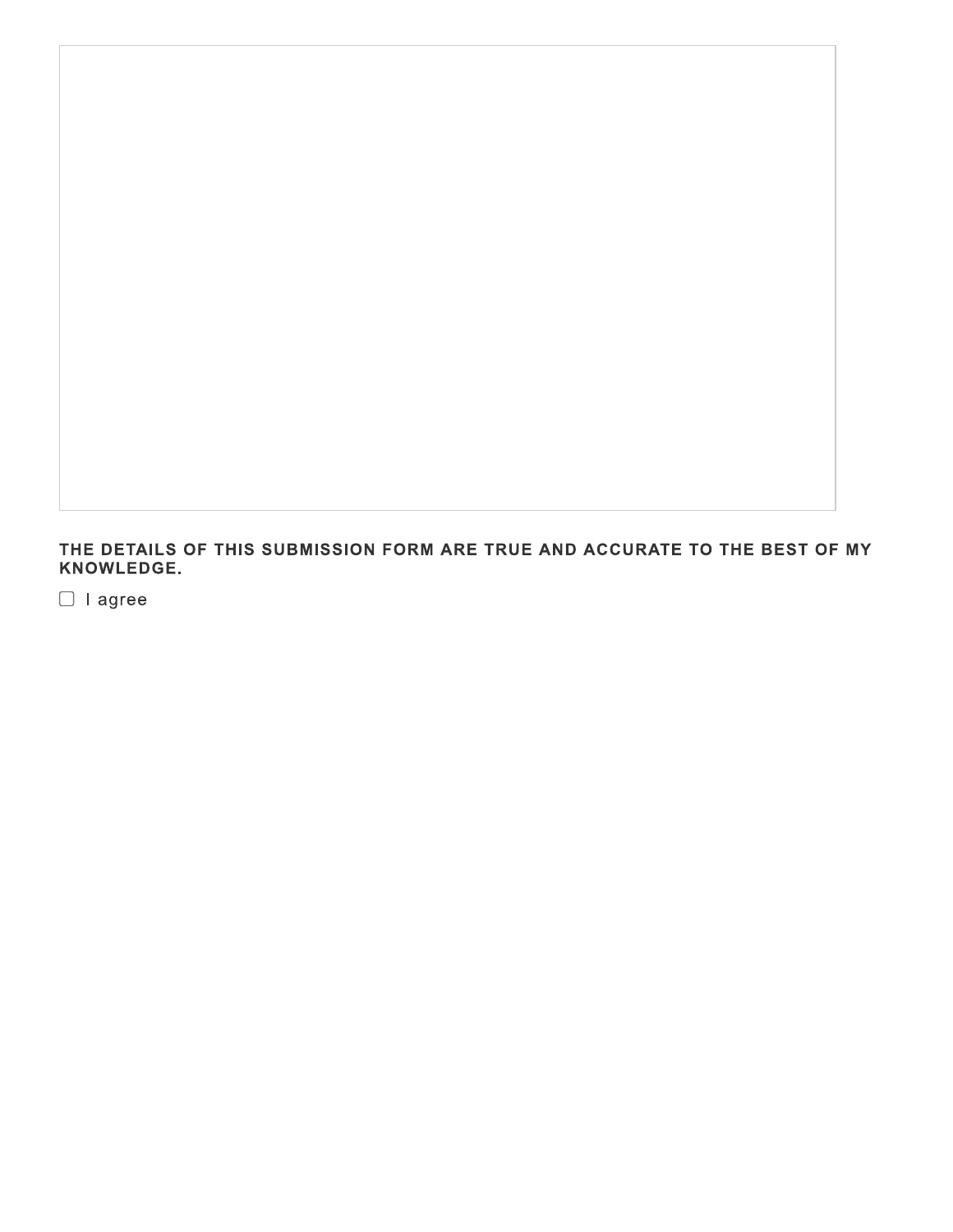**THE DETAILS OF THIS SUBMISSION FORM ARE TRUE AND ACCURATE TO THE BEST OF MY KNOWLEDGE.**

☐ I agree